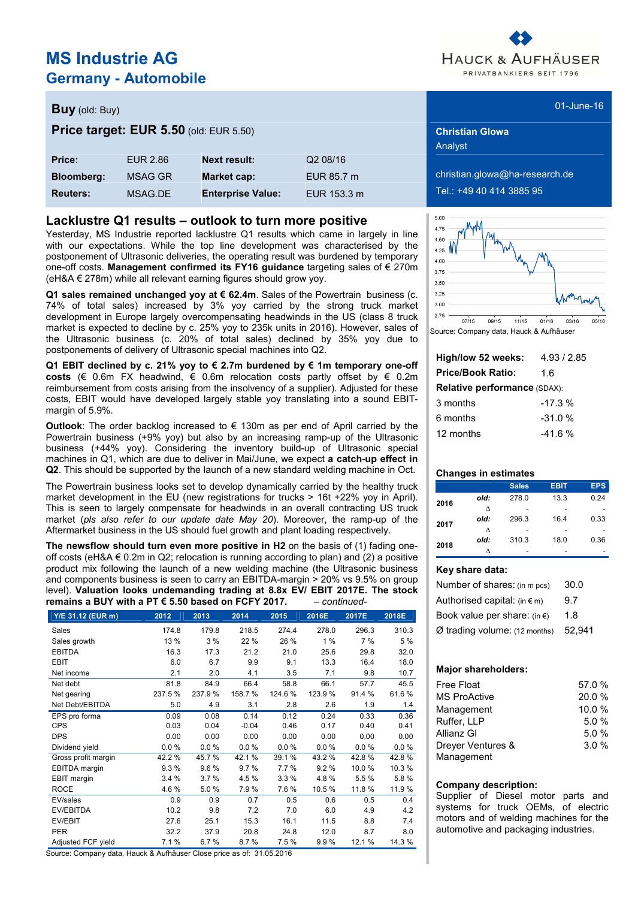# MS Industrie AG

## Germany - Automobile

HAUCK & AUFHÄUSER
PRIVATBANKIERS SEIT 1796

**Buy** (old: Buy)

01-June-16

**Price target: EUR 5.50** (old: EUR 5.50)

| **Price:** | EUR 2.86 | **Next result:** | Q2 08/16 |
|---|---|---|---|
| **Bloomberg:** | MSAG GR | **Market cap:** | EUR 85.7 m |
| **Reuters:** | MSAG.DE | **Enterprise Value:** | EUR 153.3 m |

**Christian Glowa**
Analyst

christian.glowa@ha-research.de
Tel.: +49 40 414 3885 95

## Lacklustre Q1 results – outlook to turn more positive

Yesterday, MS Industrie reported lacklustre Q1 results which came in largely in line with our expectations. While the top line development was characterised by the postponement of Ultrasonic deliveries, the operating result was burdened by temporary one-off costs. **Management confirmed its FY16 guidance** targeting sales of € 270m (eH&A € 278m) while all relevant earning figures should grow yoy.

**Q1 sales remained unchanged yoy at € 62.4m**. Sales of the Powertrain business (c. 74% of total sales) increased by 3% yoy carried by the strong truck market development in Europe largely overcompensating headwinds in the US (class 8 truck market is expected to decline by c. 25% yoy to 235k units in 2016). However, sales of the Ultrasonic business (c. 20% of total sales) declined by 35% yoy due to postponements of delivery of Ultrasonic special machines into Q2.

**Q1 EBIT declined by c. 21% yoy to € 2.7m burdened by € 1m temporary one-off costs** (€ 0.6m FX headwind, € 0.6m relocation costs partly offset by € 0.2m reimbursement from costs arising from the insolvency of a supplier). Adjusted for these costs, EBIT would have developed largely stable yoy translating into a sound EBIT-margin of 5.9%.

**Outlook**: The order backlog increased to € 130m as per end of April carried by the Powertrain business (+9% yoy) but also by an increasing ramp-up of the Ultrasonic business (+44% yoy). Considering the inventory build-up of Ultrasonic special machines in Q1, which are due to deliver in Mai/June, we expect **a catch-up effect in Q2**. This should be supported by the launch of a new standard welding machine in Oct.

The Powertrain business looks set to develop dynamically carried by the healthy truck market development in the EU (new registrations for trucks > 16t +22% yoy in April). This is seen to largely compensate for headwinds in an overall contracting US truck market (*pls also refer to our update date May 20*). Moreover, the ramp-up of the Aftermarket business in the US should fuel growth and plant loading respectively.

**The newsflow should turn even more positive in H2** on the basis of (1) fading one-off costs (eH&A € 0.2m in Q2; relocation is running according to plan) and (2) a positive product mix following the launch of a new welding machine (the Ultrasonic business and components business is seen to carry an EBITDA-margin > 20% vs 9.5% on group level). **Valuation looks undemanding trading at 8.8x EV/ EBIT 2017E. The stock remains a BUY with a PT € 5.50 based on FCFY 2017.** *– continued-*

| Y/E 31.12 (EUR m) | 2012 | 2013 | 2014 | 2015 | 2016E | 2017E | 2018E |
|---|---|---|---|---|---|---|---|
| Sales | 174.8 | 179.8 | 218.5 | 274.4 | 278.0 | 296.3 | 310.3 |
| Sales growth | 13 % | 3 % | 22 % | 26 % | 1 % | 7 % | 5 % |
| EBITDA | 16.3 | 17.3 | 21.2 | 21.0 | 25.6 | 29.8 | 32.0 |
| EBIT | 6.0 | 6.7 | 9.9 | 9.1 | 13.3 | 16.4 | 18.0 |
| Net income | 2.1 | 2.0 | 4.1 | 3.5 | 7.1 | 9.8 | 10.7 |
| Net debt | 81.8 | 84.9 | 66.4 | 58.8 | 66.1 | 57.7 | 45.5 |
| Net gearing | 237.5 % | 237.9 % | 158.7 % | 124.6 % | 123.9 % | 91.4 % | 61.6 % |
| Net Debt/EBITDA | 5.0 | 4.9 | 3.1 | 2.8 | 2.6 | 1.9 | 1.4 |
| EPS pro forma | 0.09 | 0.08 | 0.14 | 0.12 | 0.24 | 0.33 | 0.36 |
| CPS | 0.03 | 0.04 | -0.04 | 0.46 | 0.17 | 0.40 | 0.41 |
| DPS | 0.00 | 0.00 | 0.00 | 0.00 | 0.00 | 0.00 | 0.00 |
| Dividend yield | 0.0 % | 0.0 % | 0.0 % | 0.0 % | 0.0 % | 0.0 % | 0.0 % |
| Gross profit margin | 42.2 % | 45.7 % | 42.1 % | 39.1 % | 43.2 % | 42.8 % | 42.8 % |
| EBITDA margin | 9.3 % | 9.6 % | 9.7 % | 7.7 % | 9.2 % | 10.0 % | 10.3 % |
| EBIT margin | 3.4 % | 3.7 % | 4.5 % | 3.3 % | 4.8 % | 5.5 % | 5.8 % |
| ROCE | 4.6 % | 5.0 % | 7.9 % | 7.6 % | 10.5 % | 11.8 % | 11.9 % |
| EV/sales | 0.9 | 0.9 | 0.7 | 0.5 | 0.6 | 0.5 | 0.4 |
| EV/EBITDA | 10.2 | 9.8 | 7.2 | 7.0 | 6.0 | 4.9 | 4.2 |
| EV/EBIT | 27.6 | 25.1 | 15.3 | 16.1 | 11.5 | 8.8 | 7.4 |
| PER | 32.2 | 37.9 | 20.8 | 24.8 | 12.0 | 8.7 | 8.0 |
| Adjusted FCF yield | 7.1 % | 6.7 % | 8.7 % | 7.5 % | 9.9 % | 12.1 % | 14.3 % |

Source: Company data, Hauck & Aufhäuser Close price as of: 31.05.2016

Source: Company data, Hauck & Aufhäuser

| | |
|---|---|
| **High/low 52 weeks:** | 4.93 / 2.85 |
| **Price/Book Ratio:** | 1.6 |
| **Relative performance** (SDAX): | |
| 3 months | -17.3 % |
| 6 months | -31.0 % |
| 12 months | -41.6 % |

**Changes in estimates**

| | | Sales | EBIT | EPS |
|---|---|---|---|---|
| 2016 | old: | 278.0 | 13.3 | 0.24 |
| | Δ | - | - | - |
| 2017 | old: | 296.3 | 16.4 | 0.33 |
| | Δ | - | - | - |
| 2018 | old: | 310.3 | 18.0 | 0.36 |
| | Δ | - | - | - |

**Key share data:**

| | |
|---|---|
| Number of shares: (in m pcs) | 30.0 |
| Authorised capital: (in € m) | 9.7 |
| Book value per share: (in €) | 1.8 |
| Ø trading volume: (12 months) | 52,941 |

**Major shareholders:**

| | |
|---|---|
| Free Float | 57.0 % |
| MS ProActive | 20.0 % |
| Management | 10.0 % |
| Ruffer, LLP | 5.0 % |
| Allianz GI | 5.0 % |
| Dreyer Ventures & Management | 3.0 % |

**Company description:**
Supplier of Diesel motor parts and systems for truck OEMs, of electric motors and of welding machines for the automotive and packaging industries.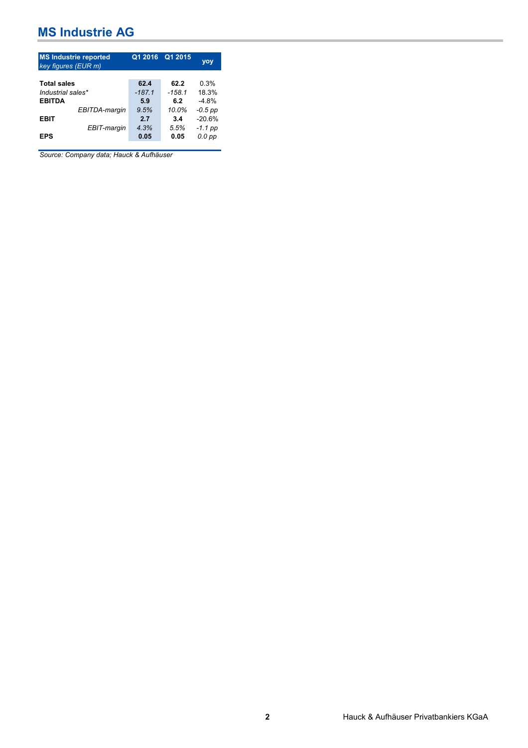# MS Industrie AG

| **MS Industrie reported** *key figures (EUR m)* | **Q1 2016** | **Q1 2015** | **yoy** |
|---|---|---|---|
| **Total sales** | **62.4** | **62.2** | 0.3% |
| *Industrial sales** | *-187.1* | *-158.1* | 18.3% |
| **EBITDA** | **5.9** | **6.2** | -4.8% |
| *EBITDA-margin* | *9.5%* | *10.0%* | *-0.5 pp* |
| **EBIT** | **2.7** | **3.4** | -20.6% |
| *EBIT-margin* | *4.3%* | *5.5%* | *-1.1 pp* |
| **EPS** | **0.05** | **0.05** | *0.0 pp* |

*Source: Company data; Hauck & Aufhäuser*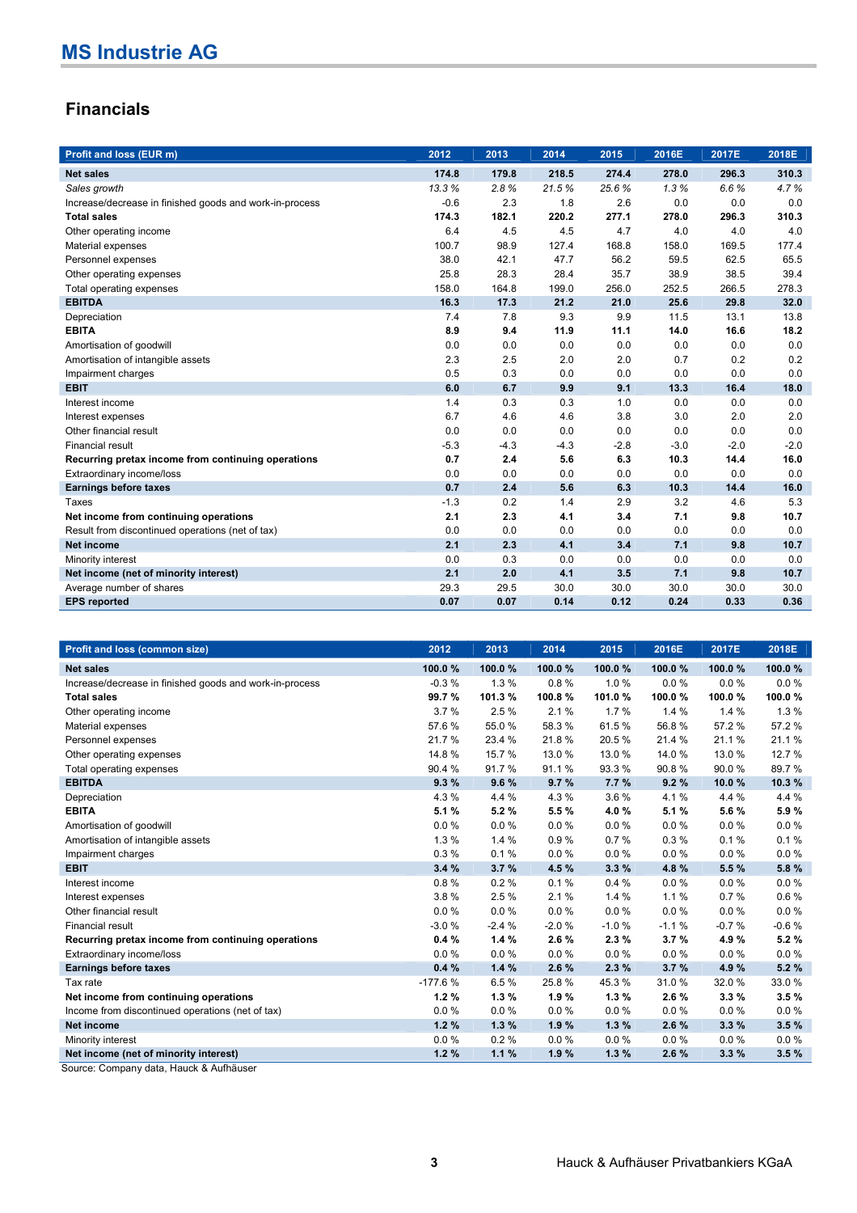# MS Industrie AG

## Financials

| Profit and loss (EUR m) | 2012 | 2013 | 2014 | 2015 | 2016E | 2017E | 2018E |
|---|---|---|---|---|---|---|---|
| **Net sales** | **174.8** | **179.8** | **218.5** | **274.4** | **278.0** | **296.3** | **310.3** |
| *Sales growth* | *13.3 %* | *2.8 %* | *21.5 %* | *25.6 %* | *1.3 %* | *6.6 %* | *4.7 %* |
| Increase/decrease in finished goods and work-in-process | -0.6 | 2.3 | 1.8 | 2.6 | 0.0 | 0.0 | 0.0 |
| **Total sales** | **174.3** | **182.1** | **220.2** | **277.1** | **278.0** | **296.3** | **310.3** |
| Other operating income | 6.4 | 4.5 | 4.5 | 4.7 | 4.0 | 4.0 | 4.0 |
| Material expenses | 100.7 | 98.9 | 127.4 | 168.8 | 158.0 | 169.5 | 177.4 |
| Personnel expenses | 38.0 | 42.1 | 47.7 | 56.2 | 59.5 | 62.5 | 65.5 |
| Other operating expenses | 25.8 | 28.3 | 28.4 | 35.7 | 38.9 | 38.5 | 39.4 |
| Total operating expenses | 158.0 | 164.8 | 199.0 | 256.0 | 252.5 | 266.5 | 278.3 |
| **EBITDA** | **16.3** | **17.3** | **21.2** | **21.0** | **25.6** | **29.8** | **32.0** |
| Depreciation | 7.4 | 7.8 | 9.3 | 9.9 | 11.5 | 13.1 | 13.8 |
| **EBITA** | **8.9** | **9.4** | **11.9** | **11.1** | **14.0** | **16.6** | **18.2** |
| Amortisation of goodwill | 0.0 | 0.0 | 0.0 | 0.0 | 0.0 | 0.0 | 0.0 |
| Amortisation of intangible assets | 2.3 | 2.5 | 2.0 | 2.0 | 0.7 | 0.2 | 0.2 |
| Impairment charges | 0.5 | 0.3 | 0.0 | 0.0 | 0.0 | 0.0 | 0.0 |
| **EBIT** | **6.0** | **6.7** | **9.9** | **9.1** | **13.3** | **16.4** | **18.0** |
| Interest income | 1.4 | 0.3 | 0.3 | 1.0 | 0.0 | 0.0 | 0.0 |
| Interest expenses | 6.7 | 4.6 | 4.6 | 3.8 | 3.0 | 2.0 | 2.0 |
| Other financial result | 0.0 | 0.0 | 0.0 | 0.0 | 0.0 | 0.0 | 0.0 |
| Financial result | -5.3 | -4.3 | -4.3 | -2.8 | -3.0 | -2.0 | -2.0 |
| **Recurring pretax income from continuing operations** | **0.7** | **2.4** | **5.6** | **6.3** | **10.3** | **14.4** | **16.0** |
| Extraordinary income/loss | 0.0 | 0.0 | 0.0 | 0.0 | 0.0 | 0.0 | 0.0 |
| **Earnings before taxes** | **0.7** | **2.4** | **5.6** | **6.3** | **10.3** | **14.4** | **16.0** |
| Taxes | -1.3 | 0.2 | 1.4 | 2.9 | 3.2 | 4.6 | 5.3 |
| **Net income from continuing operations** | **2.1** | **2.3** | **4.1** | **3.4** | **7.1** | **9.8** | **10.7** |
| Result from discontinued operations (net of tax) | 0.0 | 0.0 | 0.0 | 0.0 | 0.0 | 0.0 | 0.0 |
| **Net income** | **2.1** | **2.3** | **4.1** | **3.4** | **7.1** | **9.8** | **10.7** |
| Minority interest | 0.0 | 0.3 | 0.0 | 0.0 | 0.0 | 0.0 | 0.0 |
| **Net income (net of minority interest)** | **2.1** | **2.0** | **4.1** | **3.5** | **7.1** | **9.8** | **10.7** |
| Average number of shares | 29.3 | 29.5 | 30.0 | 30.0 | 30.0 | 30.0 | 30.0 |
| **EPS reported** | **0.07** | **0.07** | **0.14** | **0.12** | **0.24** | **0.33** | **0.36** |

| Profit and loss (common size) | 2012 | 2013 | 2014 | 2015 | 2016E | 2017E | 2018E |
|---|---|---|---|---|---|---|---|
| **Net sales** | **100.0 %** | **100.0 %** | **100.0 %** | **100.0 %** | **100.0 %** | **100.0 %** | **100.0 %** |
| Increase/decrease in finished goods and work-in-process | -0.3 % | 1.3 % | 0.8 % | 1.0 % | 0.0 % | 0.0 % | 0.0 % |
| **Total sales** | **99.7 %** | **101.3 %** | **100.8 %** | **101.0 %** | **100.0 %** | **100.0 %** | **100.0 %** |
| Other operating income | 3.7 % | 2.5 % | 2.1 % | 1.7 % | 1.4 % | 1.4 % | 1.3 % |
| Material expenses | 57.6 % | 55.0 % | 58.3 % | 61.5 % | 56.8 % | 57.2 % | 57.2 % |
| Personnel expenses | 21.7 % | 23.4 % | 21.8 % | 20.5 % | 21.4 % | 21.1 % | 21.1 % |
| Other operating expenses | 14.8 % | 15.7 % | 13.0 % | 13.0 % | 14.0 % | 13.0 % | 12.7 % |
| Total operating expenses | 90.4 % | 91.7 % | 91.1 % | 93.3 % | 90.8 % | 90.0 % | 89.7 % |
| **EBITDA** | **9.3 %** | **9.6 %** | **9.7 %** | **7.7 %** | **9.2 %** | **10.0 %** | **10.3 %** |
| Depreciation | 4.3 % | 4.4 % | 4.3 % | 3.6 % | 4.1 % | 4.4 % | 4.4 % |
| **EBITA** | **5.1 %** | **5.2 %** | **5.5 %** | **4.0 %** | **5.1 %** | **5.6 %** | **5.9 %** |
| Amortisation of goodwill | 0.0 % | 0.0 % | 0.0 % | 0.0 % | 0.0 % | 0.0 % | 0.0 % |
| Amortisation of intangible assets | 1.3 % | 1.4 % | 0.9 % | 0.7 % | 0.3 % | 0.1 % | 0.1 % |
| Impairment charges | 0.3 % | 0.1 % | 0.0 % | 0.0 % | 0.0 % | 0.0 % | 0.0 % |
| **EBIT** | **3.4 %** | **3.7 %** | **4.5 %** | **3.3 %** | **4.8 %** | **5.5 %** | **5.8 %** |
| Interest income | 0.8 % | 0.2 % | 0.1 % | 0.4 % | 0.0 % | 0.0 % | 0.0 % |
| Interest expenses | 3.8 % | 2.5 % | 2.1 % | 1.4 % | 1.1 % | 0.7 % | 0.6 % |
| Other financial result | 0.0 % | 0.0 % | 0.0 % | 0.0 % | 0.0 % | 0.0 % | 0.0 % |
| Financial result | -3.0 % | -2.4 % | -2.0 % | -1.0 % | -1.1 % | -0.7 % | -0.6 % |
| **Recurring pretax income from continuing operations** | **0.4 %** | **1.4 %** | **2.6 %** | **2.3 %** | **3.7 %** | **4.9 %** | **5.2 %** |
| Extraordinary income/loss | 0.0 % | 0.0 % | 0.0 % | 0.0 % | 0.0 % | 0.0 % | 0.0 % |
| **Earnings before taxes** | **0.4 %** | **1.4 %** | **2.6 %** | **2.3 %** | **3.7 %** | **4.9 %** | **5.2 %** |
| Tax rate | -177.6 % | 6.5 % | 25.8 % | 45.3 % | 31.0 % | 32.0 % | 33.0 % |
| **Net income from continuing operations** | **1.2 %** | **1.3 %** | **1.9 %** | **1.3 %** | **2.6 %** | **3.3 %** | **3.5 %** |
| Income from discontinued operations (net of tax) | 0.0 % | 0.0 % | 0.0 % | 0.0 % | 0.0 % | 0.0 % | 0.0 % |
| **Net income** | **1.2 %** | **1.3 %** | **1.9 %** | **1.3 %** | **2.6 %** | **3.3 %** | **3.5 %** |
| Minority interest | 0.0 % | 0.2 % | 0.0 % | 0.0 % | 0.0 % | 0.0 % | 0.0 % |
| **Net income (net of minority interest)** | **1.2 %** | **1.1 %** | **1.9 %** | **1.3 %** | **2.6 %** | **3.3 %** | **3.5 %** |

Source: Company data, Hauck & Aufhäuser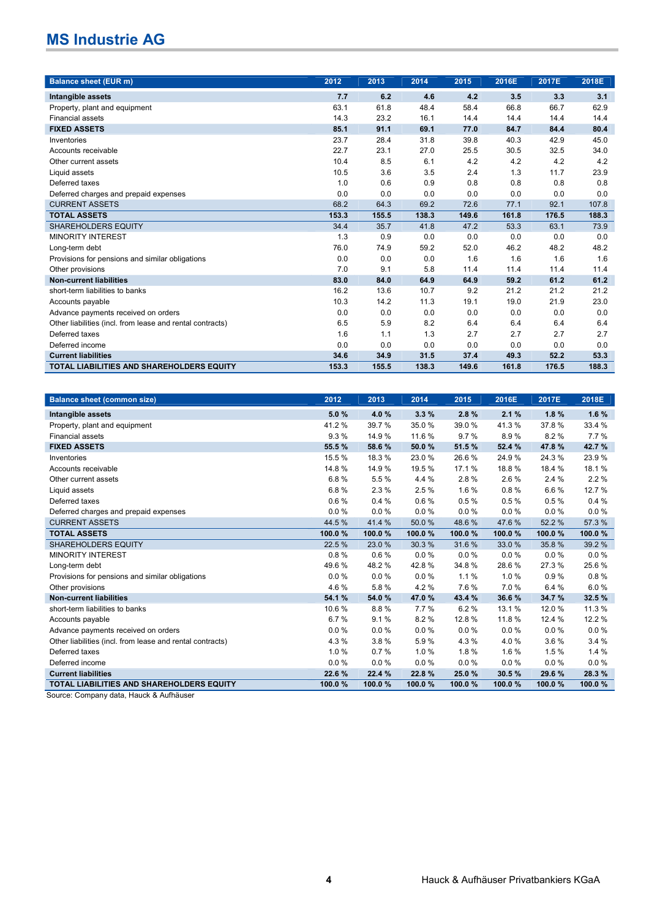# MS Industrie AG

| Balance sheet (EUR m) | 2012 | 2013 | 2014 | 2015 | 2016E | 2017E | 2018E |
|---|---|---|---|---|---|---|---|
| **Intangible assets** | **7.7** | **6.2** | **4.6** | **4.2** | **3.5** | **3.3** | **3.1** |
| Property, plant and equipment | 63.1 | 61.8 | 48.4 | 58.4 | 66.8 | 66.7 | 62.9 |
| Financial assets | 14.3 | 23.2 | 16.1 | 14.4 | 14.4 | 14.4 | 14.4 |
| **FIXED ASSETS** | **85.1** | **91.1** | **69.1** | **77.0** | **84.7** | **84.4** | **80.4** |
| Inventories | 23.7 | 28.4 | 31.8 | 39.8 | 40.3 | 42.9 | 45.0 |
| Accounts receivable | 22.7 | 23.1 | 27.0 | 25.5 | 30.5 | 32.5 | 34.0 |
| Other current assets | 10.4 | 8.5 | 6.1 | 4.2 | 4.2 | 4.2 | 4.2 |
| Liquid assets | 10.5 | 3.6 | 3.5 | 2.4 | 1.3 | 11.7 | 23.9 |
| Deferred taxes | 1.0 | 0.6 | 0.9 | 0.8 | 0.8 | 0.8 | 0.8 |
| Deferred charges and prepaid expenses | 0.0 | 0.0 | 0.0 | 0.0 | 0.0 | 0.0 | 0.0 |
| CURRENT ASSETS | 68.2 | 64.3 | 69.2 | 72.6 | 77.1 | 92.1 | 107.8 |
| **TOTAL ASSETS** | **153.3** | **155.5** | **138.3** | **149.6** | **161.8** | **176.5** | **188.3** |
| SHAREHOLDERS EQUITY | 34.4 | 35.7 | 41.8 | 47.2 | 53.3 | 63.1 | 73.9 |
| MINORITY INTEREST | 1.3 | 0.9 | 0.0 | 0.0 | 0.0 | 0.0 | 0.0 |
| Long-term debt | 76.0 | 74.9 | 59.2 | 52.0 | 46.2 | 48.2 | 48.2 |
| Provisions for pensions and similar obligations | 0.0 | 0.0 | 0.0 | 1.6 | 1.6 | 1.6 | 1.6 |
| Other provisions | 7.0 | 9.1 | 5.8 | 11.4 | 11.4 | 11.4 | 11.4 |
| **Non-current liabilities** | **83.0** | **84.0** | **64.9** | **64.9** | **59.2** | **61.2** | **61.2** |
| short-term liabilities to banks | 16.2 | 13.6 | 10.7 | 9.2 | 21.2 | 21.2 | 21.2 |
| Accounts payable | 10.3 | 14.2 | 11.3 | 19.1 | 19.0 | 21.9 | 23.0 |
| Advance payments received on orders | 0.0 | 0.0 | 0.0 | 0.0 | 0.0 | 0.0 | 0.0 |
| Other liabilities (incl. from lease and rental contracts) | 6.5 | 5.9 | 8.2 | 6.4 | 6.4 | 6.4 | 6.4 |
| Deferred taxes | 1.6 | 1.1 | 1.3 | 2.7 | 2.7 | 2.7 | 2.7 |
| Deferred income | 0.0 | 0.0 | 0.0 | 0.0 | 0.0 | 0.0 | 0.0 |
| **Current liabilities** | **34.6** | **34.9** | **31.5** | **37.4** | **49.3** | **52.2** | **53.3** |
| **TOTAL LIABILITIES AND SHAREHOLDERS EQUITY** | **153.3** | **155.5** | **138.3** | **149.6** | **161.8** | **176.5** | **188.3** |

| Balance sheet (common size) | 2012 | 2013 | 2014 | 2015 | 2016E | 2017E | 2018E |
|---|---|---|---|---|---|---|---|
| **Intangible assets** | **5.0 %** | **4.0 %** | **3.3 %** | **2.8 %** | **2.1 %** | **1.8 %** | **1.6 %** |
| Property, plant and equipment | 41.2 % | 39.7 % | 35.0 % | 39.0 % | 41.3 % | 37.8 % | 33.4 % |
| Financial assets | 9.3 % | 14.9 % | 11.6 % | 9.7 % | 8.9 % | 8.2 % | 7.7 % |
| **FIXED ASSETS** | **55.5 %** | **58.6 %** | **50.0 %** | **51.5 %** | **52.4 %** | **47.8 %** | **42.7 %** |
| Inventories | 15.5 % | 18.3 % | 23.0 % | 26.6 % | 24.9 % | 24.3 % | 23.9 % |
| Accounts receivable | 14.8 % | 14.9 % | 19.5 % | 17.1 % | 18.8 % | 18.4 % | 18.1 % |
| Other current assets | 6.8 % | 5.5 % | 4.4 % | 2.8 % | 2.6 % | 2.4 % | 2.2 % |
| Liquid assets | 6.8 % | 2.3 % | 2.5 % | 1.6 % | 0.8 % | 6.6 % | 12.7 % |
| Deferred taxes | 0.6 % | 0.4 % | 0.6 % | 0.5 % | 0.5 % | 0.5 % | 0.4 % |
| Deferred charges and prepaid expenses | 0.0 % | 0.0 % | 0.0 % | 0.0 % | 0.0 % | 0.0 % | 0.0 % |
| CURRENT ASSETS | 44.5 % | 41.4 % | 50.0 % | 48.6 % | 47.6 % | 52.2 % | 57.3 % |
| **TOTAL ASSETS** | **100.0 %** | **100.0 %** | **100.0 %** | **100.0 %** | **100.0 %** | **100.0 %** | **100.0 %** |
| SHAREHOLDERS EQUITY | 22.5 % | 23.0 % | 30.3 % | 31.6 % | 33.0 % | 35.8 % | 39.2 % |
| MINORITY INTEREST | 0.8 % | 0.6 % | 0.0 % | 0.0 % | 0.0 % | 0.0 % | 0.0 % |
| Long-term debt | 49.6 % | 48.2 % | 42.8 % | 34.8 % | 28.6 % | 27.3 % | 25.6 % |
| Provisions for pensions and similar obligations | 0.0 % | 0.0 % | 0.0 % | 1.1 % | 1.0 % | 0.9 % | 0.8 % |
| Other provisions | 4.6 % | 5.8 % | 4.2 % | 7.6 % | 7.0 % | 6.4 % | 6.0 % |
| **Non-current liabilities** | **54.1 %** | **54.0 %** | **47.0 %** | **43.4 %** | **36.6 %** | **34.7 %** | **32.5 %** |
| short-term liabilities to banks | 10.6 % | 8.8 % | 7.7 % | 6.2 % | 13.1 % | 12.0 % | 11.3 % |
| Accounts payable | 6.7 % | 9.1 % | 8.2 % | 12.8 % | 11.8 % | 12.4 % | 12.2 % |
| Advance payments received on orders | 0.0 % | 0.0 % | 0.0 % | 0.0 % | 0.0 % | 0.0 % | 0.0 % |
| Other liabilities (incl. from lease and rental contracts) | 4.3 % | 3.8 % | 5.9 % | 4.3 % | 4.0 % | 3.6 % | 3.4 % |
| Deferred taxes | 1.0 % | 0.7 % | 1.0 % | 1.8 % | 1.6 % | 1.5 % | 1.4 % |
| Deferred income | 0.0 % | 0.0 % | 0.0 % | 0.0 % | 0.0 % | 0.0 % | 0.0 % |
| **Current liabilities** | **22.6 %** | **22.4 %** | **22.8 %** | **25.0 %** | **30.5 %** | **29.6 %** | **28.3 %** |
| **TOTAL LIABILITIES AND SHAREHOLDERS EQUITY** | **100.0 %** | **100.0 %** | **100.0 %** | **100.0 %** | **100.0 %** | **100.0 %** | **100.0 %** |

Source: Company data, Hauck & Aufhäuser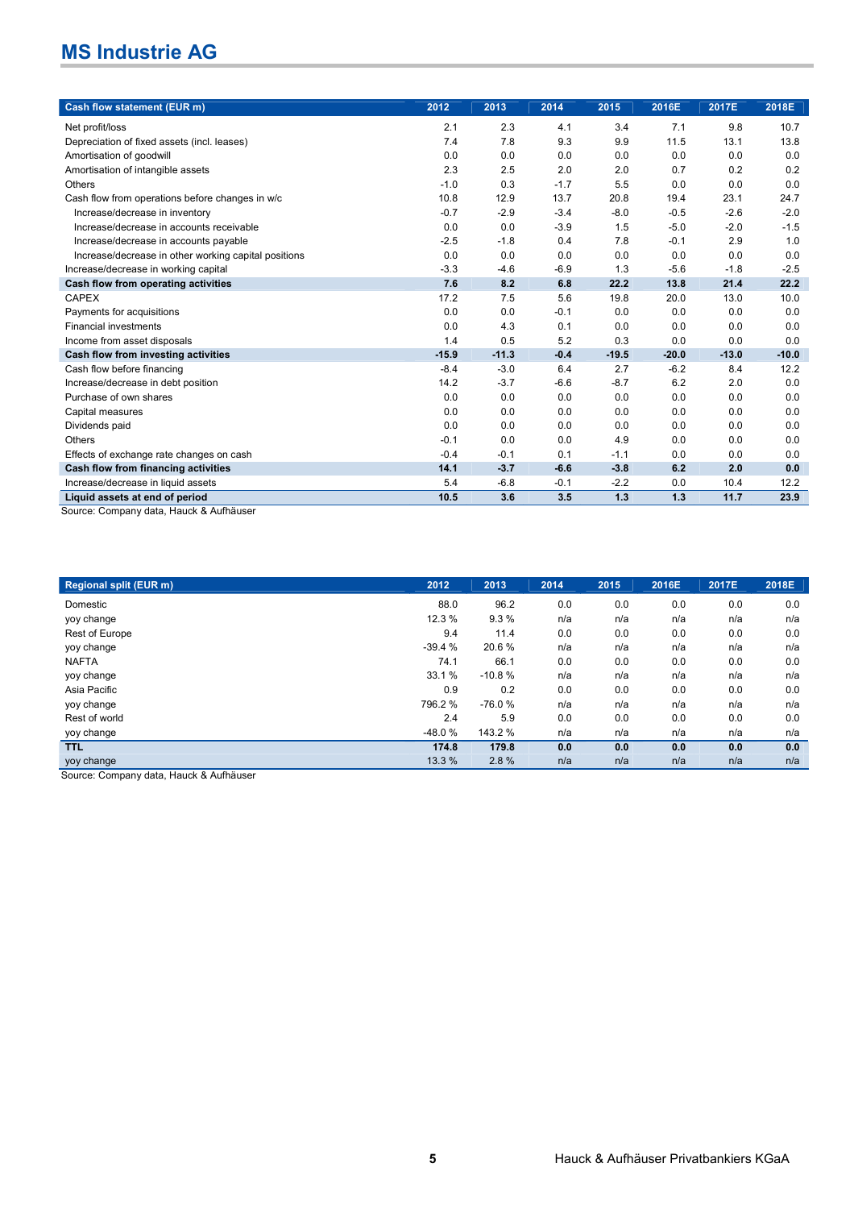| Cash flow statement (EUR m) | 2012 | 2013 | 2014 | 2015 | 2016E | 2017E | 2018E |
|---|---|---|---|---|---|---|---|
| Net profit/loss | 2.1 | 2.3 | 4.1 | 3.4 | 7.1 | 9.8 | 10.7 |
| Depreciation of fixed assets (incl. leases) | 7.4 | 7.8 | 9.3 | 9.9 | 11.5 | 13.1 | 13.8 |
| Amortisation of goodwill | 0.0 | 0.0 | 0.0 | 0.0 | 0.0 | 0.0 | 0.0 |
| Amortisation of intangible assets | 2.3 | 2.5 | 2.0 | 2.0 | 0.7 | 0.2 | 0.2 |
| Others | -1.0 | 0.3 | -1.7 | 5.5 | 0.0 | 0.0 | 0.0 |
| Cash flow from operations before changes in w/c | 10.8 | 12.9 | 13.7 | 20.8 | 19.4 | 23.1 | 24.7 |
| Increase/decrease in inventory | -0.7 | -2.9 | -3.4 | -8.0 | -0.5 | -2.6 | -2.0 |
| Increase/decrease in accounts receivable | 0.0 | 0.0 | -3.9 | 1.5 | -5.0 | -2.0 | -1.5 |
| Increase/decrease in accounts payable | -2.5 | -1.8 | 0.4 | 7.8 | -0.1 | 2.9 | 1.0 |
| Increase/decrease in other working capital positions | 0.0 | 0.0 | 0.0 | 0.0 | 0.0 | 0.0 | 0.0 |
| Increase/decrease in working capital | -3.3 | -4.6 | -6.9 | 1.3 | -5.6 | -1.8 | -2.5 |
| **Cash flow from operating activities** | **7.6** | **8.2** | **6.8** | **22.2** | **13.8** | **21.4** | **22.2** |
| CAPEX | 17.2 | 7.5 | 5.6 | 19.8 | 20.0 | 13.0 | 10.0 |
| Payments for acquisitions | 0.0 | 0.0 | -0.1 | 0.0 | 0.0 | 0.0 | 0.0 |
| Financial investments | 0.0 | 4.3 | 0.1 | 0.0 | 0.0 | 0.0 | 0.0 |
| Income from asset disposals | 1.4 | 0.5 | 5.2 | 0.3 | 0.0 | 0.0 | 0.0 |
| **Cash flow from investing activities** | **-15.9** | **-11.3** | **-0.4** | **-19.5** | **-20.0** | **-13.0** | **-10.0** |
| Cash flow before financing | -8.4 | -3.0 | 6.4 | 2.7 | -6.2 | 8.4 | 12.2 |
| Increase/decrease in debt position | 14.2 | -3.7 | -6.6 | -8.7 | 6.2 | 2.0 | 0.0 |
| Purchase of own shares | 0.0 | 0.0 | 0.0 | 0.0 | 0.0 | 0.0 | 0.0 |
| Capital measures | 0.0 | 0.0 | 0.0 | 0.0 | 0.0 | 0.0 | 0.0 |
| Dividends paid | 0.0 | 0.0 | 0.0 | 0.0 | 0.0 | 0.0 | 0.0 |
| Others | -0.1 | 0.0 | 0.0 | 4.9 | 0.0 | 0.0 | 0.0 |
| Effects of exchange rate changes on cash | -0.4 | -0.1 | 0.1 | -1.1 | 0.0 | 0.0 | 0.0 |
| **Cash flow from financing activities** | **14.1** | **-3.7** | **-6.6** | **-3.8** | **6.2** | **2.0** | **0.0** |
| Increase/decrease in liquid assets | 5.4 | -6.8 | -0.1 | -2.2 | 0.0 | 10.4 | 12.2 |
| **Liquid assets at end of period** | **10.5** | **3.6** | **3.5** | **1.3** | **1.3** | **11.7** | **23.9** |

Source: Company data, Hauck & Aufhäuser

| Regional split (EUR m) | 2012 | 2013 | 2014 | 2015 | 2016E | 2017E | 2018E |
|---|---|---|---|---|---|---|---|
| Domestic | 88.0 | 96.2 | 0.0 | 0.0 | 0.0 | 0.0 | 0.0 |
| yoy change | 12.3 % | 9.3 % | n/a | n/a | n/a | n/a | n/a |
| Rest of Europe | 9.4 | 11.4 | 0.0 | 0.0 | 0.0 | 0.0 | 0.0 |
| yoy change | -39.4 % | 20.6 % | n/a | n/a | n/a | n/a | n/a |
| NAFTA | 74.1 | 66.1 | 0.0 | 0.0 | 0.0 | 0.0 | 0.0 |
| yoy change | 33.1 % | -10.8 % | n/a | n/a | n/a | n/a | n/a |
| Asia Pacific | 0.9 | 0.2 | 0.0 | 0.0 | 0.0 | 0.0 | 0.0 |
| yoy change | 796.2 % | -76.0 % | n/a | n/a | n/a | n/a | n/a |
| Rest of world | 2.4 | 5.9 | 0.0 | 0.0 | 0.0 | 0.0 | 0.0 |
| yoy change | -48.0 % | 143.2 % | n/a | n/a | n/a | n/a | n/a |
| **TTL** | **174.8** | **179.8** | **0.0** | **0.0** | **0.0** | **0.0** | **0.0** |
| yoy change | 13.3 % | 2.8 % | n/a | n/a | n/a | n/a | n/a |

Source: Company data, Hauck & Aufhäuser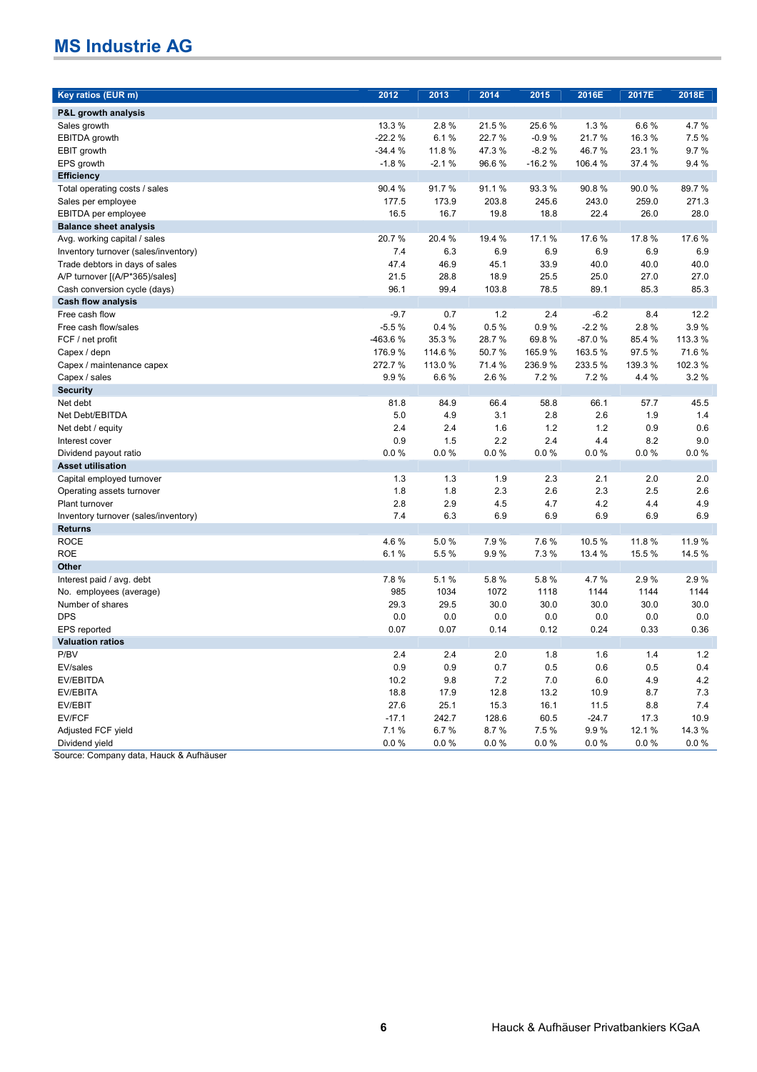## MS Industrie AG

| Key ratios (EUR m) | 2012 | 2013 | 2014 | 2015 | 2016E | 2017E | 2018E |
|---|---|---|---|---|---|---|---|
| **P&L growth analysis** | | | | | | | |
| Sales growth | 13.3 % | 2.8 % | 21.5 % | 25.6 % | 1.3 % | 6.6 % | 4.7 % |
| EBITDA growth | -22.2 % | 6.1 % | 22.7 % | -0.9 % | 21.7 % | 16.3 % | 7.5 % |
| EBIT growth | -34.4 % | 11.8 % | 47.3 % | -8.2 % | 46.7 % | 23.1 % | 9.7 % |
| EPS growth | -1.8 % | -2.1 % | 96.6 % | -16.2 % | 106.4 % | 37.4 % | 9.4 % |
| **Efficiency** | | | | | | | |
| Total operating costs / sales | 90.4 % | 91.7 % | 91.1 % | 93.3 % | 90.8 % | 90.0 % | 89.7 % |
| Sales per employee | 177.5 | 173.9 | 203.8 | 245.6 | 243.0 | 259.0 | 271.3 |
| EBITDA per employee | 16.5 | 16.7 | 19.8 | 18.8 | 22.4 | 26.0 | 28.0 |
| **Balance sheet analysis** | | | | | | | |
| Avg. working capital / sales | 20.7 % | 20.4 % | 19.4 % | 17.1 % | 17.6 % | 17.8 % | 17.6 % |
| Inventory turnover (sales/inventory) | 7.4 | 6.3 | 6.9 | 6.9 | 6.9 | 6.9 | 6.9 |
| Trade debtors in days of sales | 47.4 | 46.9 | 45.1 | 33.9 | 40.0 | 40.0 | 40.0 |
| A/P turnover [(A/P*365)/sales] | 21.5 | 28.8 | 18.9 | 25.5 | 25.0 | 27.0 | 27.0 |
| Cash conversion cycle (days) | 96.1 | 99.4 | 103.8 | 78.5 | 89.1 | 85.3 | 85.3 |
| **Cash flow analysis** | | | | | | | |
| Free cash flow | -9.7 | 0.7 | 1.2 | 2.4 | -6.2 | 8.4 | 12.2 |
| Free cash flow/sales | -5.5 % | 0.4 % | 0.5 % | 0.9 % | -2.2 % | 2.8 % | 3.9 % |
| FCF / net profit | -463.6 % | 35.3 % | 28.7 % | 69.8 % | -87.0 % | 85.4 % | 113.3 % |
| Capex / depn | 176.9 % | 114.6 % | 50.7 % | 165.9 % | 163.5 % | 97.5 % | 71.6 % |
| Capex / maintenance capex | 272.7 % | 113.0 % | 71.4 % | 236.9 % | 233.5 % | 139.3 % | 102.3 % |
| Capex / sales | 9.9 % | 6.6 % | 2.6 % | 7.2 % | 7.2 % | 4.4 % | 3.2 % |
| **Security** | | | | | | | |
| Net debt | 81.8 | 84.9 | 66.4 | 58.8 | 66.1 | 57.7 | 45.5 |
| Net Debt/EBITDA | 5.0 | 4.9 | 3.1 | 2.8 | 2.6 | 1.9 | 1.4 |
| Net debt / equity | 2.4 | 2.4 | 1.6 | 1.2 | 1.2 | 0.9 | 0.6 |
| Interest cover | 0.9 | 1.5 | 2.2 | 2.4 | 4.4 | 8.2 | 9.0 |
| Dividend payout ratio | 0.0 % | 0.0 % | 0.0 % | 0.0 % | 0.0 % | 0.0 % | 0.0 % |
| **Asset utilisation** | | | | | | | |
| Capital employed turnover | 1.3 | 1.3 | 1.9 | 2.3 | 2.1 | 2.0 | 2.0 |
| Operating assets turnover | 1.8 | 1.8 | 2.3 | 2.6 | 2.3 | 2.5 | 2.6 |
| Plant turnover | 2.8 | 2.9 | 4.5 | 4.7 | 4.2 | 4.4 | 4.9 |
| Inventory turnover (sales/inventory) | 7.4 | 6.3 | 6.9 | 6.9 | 6.9 | 6.9 | 6.9 |
| **Returns** | | | | | | | |
| ROCE | 4.6 % | 5.0 % | 7.9 % | 7.6 % | 10.5 % | 11.8 % | 11.9 % |
| ROE | 6.1 % | 5.5 % | 9.9 % | 7.3 % | 13.4 % | 15.5 % | 14.5 % |
| **Other** | | | | | | | |
| Interest paid / avg. debt | 7.8 % | 5.1 % | 5.8 % | 5.8 % | 4.7 % | 2.9 % | 2.9 % |
| No. employees (average) | 985 | 1034 | 1072 | 1118 | 1144 | 1144 | 1144 |
| Number of shares | 29.3 | 29.5 | 30.0 | 30.0 | 30.0 | 30.0 | 30.0 |
| DPS | 0.0 | 0.0 | 0.0 | 0.0 | 0.0 | 0.0 | 0.0 |
| EPS reported | 0.07 | 0.07 | 0.14 | 0.12 | 0.24 | 0.33 | 0.36 |
| **Valuation ratios** | | | | | | | |
| P/BV | 2.4 | 2.4 | 2.0 | 1.8 | 1.6 | 1.4 | 1.2 |
| EV/sales | 0.9 | 0.9 | 0.7 | 0.5 | 0.6 | 0.5 | 0.4 |
| EV/EBITDA | 10.2 | 9.8 | 7.2 | 7.0 | 6.0 | 4.9 | 4.2 |
| EV/EBITA | 18.8 | 17.9 | 12.8 | 13.2 | 10.9 | 8.7 | 7.3 |
| EV/EBIT | 27.6 | 25.1 | 15.3 | 16.1 | 11.5 | 8.8 | 7.4 |
| EV/FCF | -17.1 | 242.7 | 128.6 | 60.5 | -24.7 | 17.3 | 10.9 |
| Adjusted FCF yield | 7.1 % | 6.7 % | 8.7 % | 7.5 % | 9.9 % | 12.1 % | 14.3 % |
| Dividend yield | 0.0 % | 0.0 % | 0.0 % | 0.0 % | 0.0 % | 0.0 % | 0.0 % |

Source: Company data, Hauck & Aufhäuser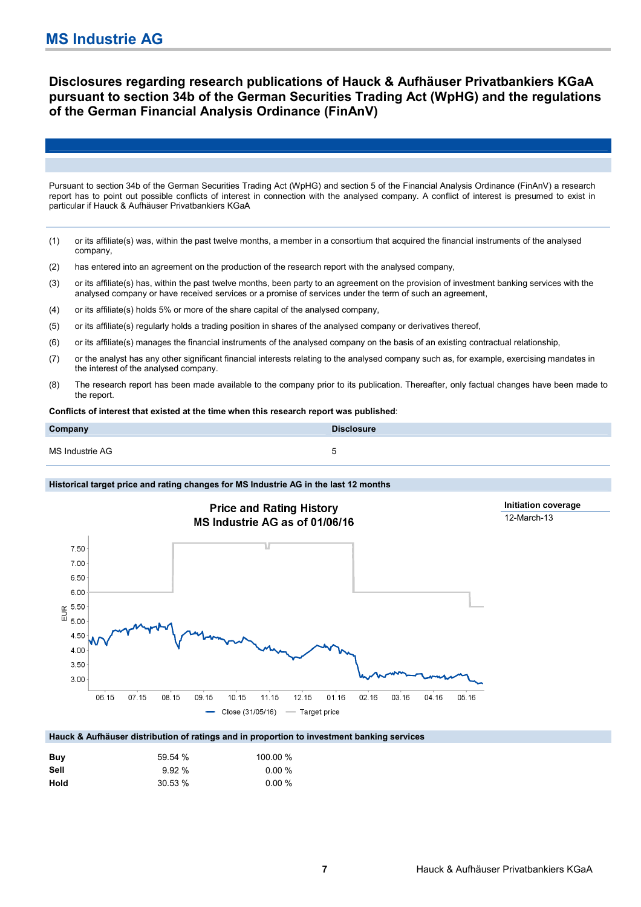# MS Industrie AG

## Disclosures regarding research publications of Hauck & Aufhäuser Privatbankiers KGaA pursuant to section 34b of the German Securities Trading Act (WpHG) and the regulations of the German Financial Analysis Ordinance (FinAnV)

Pursuant to section 34b of the German Securities Trading Act (WpHG) and section 5 of the Financial Analysis Ordinance (FinAnV) a research report has to point out possible conflicts of interest in connection with the analysed company. A conflict of interest is presumed to exist in particular if Hauck & Aufhäuser Privatbankiers KGaA

(1) or its affiliate(s) was, within the past twelve months, a member in a consortium that acquired the financial instruments of the analysed company,

(2) has entered into an agreement on the production of the research report with the analysed company,

(3) or its affiliate(s) has, within the past twelve months, been party to an agreement on the provision of investment banking services with the analysed company or have received services or a promise of services under the term of such an agreement,

(4) or its affiliate(s) holds 5% or more of the share capital of the analysed company,

(5) or its affiliate(s) regularly holds a trading position in shares of the analysed company or derivatives thereof,

(6) or its affiliate(s) manages the financial instruments of the analysed company on the basis of an existing contractual relationship,

(7) or the analyst has any other significant financial interests relating to the analysed company such as, for example, exercising mandates in the interest of the analysed company.

(8) The research report has been made available to the company prior to its publication. Thereafter, only factual changes have been made to the report.

**Conflicts of interest that existed at the time when this research report was published**:

| Company | Disclosure |
|---|---|
| MS Industrie AG | 5 |

**Historical target price and rating changes for MS Industrie AG in the last 12 months**

Price and Rating History
MS Industrie AG as of 01/06/16

| Initiation coverage |
|---|
| 12-March-13 |

**Hauck & Aufhäuser distribution of ratings and in proportion to investment banking services**

| | | |
|---|---|---|
| **Buy** | 59.54 % | 100.00 % |
| **Sell** | 9.92 % | 0.00 % |
| **Hold** | 30.53 % | 0.00 % |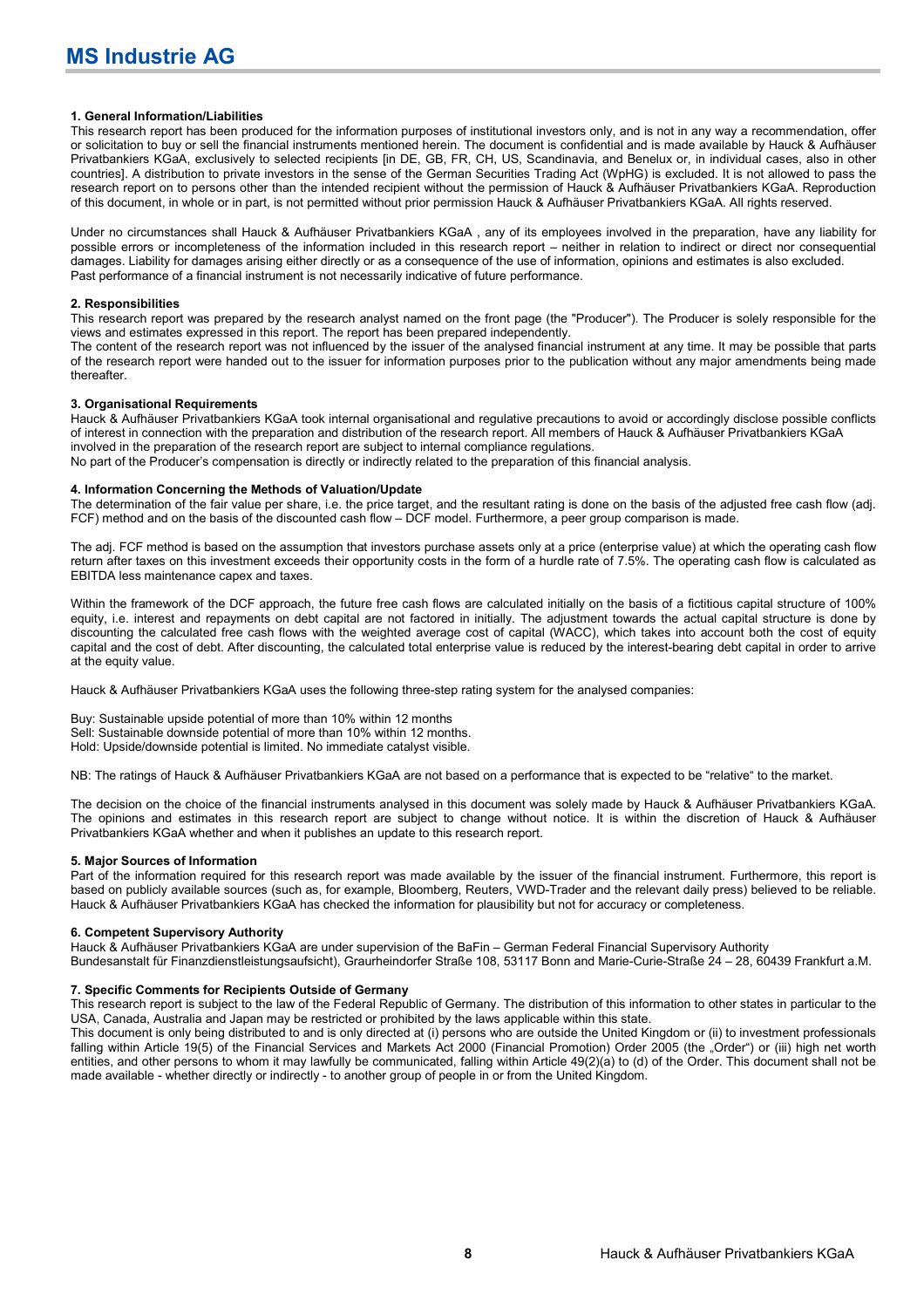# MS Industrie AG

**1. General Information/Liabilities**

This research report has been produced for the information purposes of institutional investors only, and is not in any way a recommendation, offer or solicitation to buy or sell the financial instruments mentioned herein. The document is confidential and is made available by Hauck & Aufhäuser Privatbankiers KGaA, exclusively to selected recipients [in DE, GB, FR, CH, US, Scandinavia, and Benelux or, in individual cases, also in other countries]. A distribution to private investors in the sense of the German Securities Trading Act (WpHG) is excluded. It is not allowed to pass the research report on to persons other than the intended recipient without the permission of Hauck & Aufhäuser Privatbankiers KGaA. Reproduction of this document, in whole or in part, is not permitted without prior permission Hauck & Aufhäuser Privatbankiers KGaA. All rights reserved.

Under no circumstances shall Hauck & Aufhäuser Privatbankiers KGaA , any of its employees involved in the preparation, have any liability for possible errors or incompleteness of the information included in this research report – neither in relation to indirect or direct nor consequential damages. Liability for damages arising either directly or as a consequence of the use of information, opinions and estimates is also excluded.
Past performance of a financial instrument is not necessarily indicative of future performance.

**2. Responsibilities**

This research report was prepared by the research analyst named on the front page (the "Producer"). The Producer is solely responsible for the views and estimates expressed in this report. The report has been prepared independently.
The content of the research report was not influenced by the issuer of the analysed financial instrument at any time. It may be possible that parts of the research report were handed out to the issuer for information purposes prior to the publication without any major amendments being made thereafter.

**3. Organisational Requirements**

Hauck & Aufhäuser Privatbankiers KGaA took internal organisational and regulative precautions to avoid or accordingly disclose possible conflicts of interest in connection with the preparation and distribution of the research report. All members of Hauck & Aufhäuser Privatbankiers KGaA involved in the preparation of the research report are subject to internal compliance regulations.
No part of the Producer's compensation is directly or indirectly related to the preparation of this financial analysis.

**4. Information Concerning the Methods of Valuation/Update**

The determination of the fair value per share, i.e. the price target, and the resultant rating is done on the basis of the adjusted free cash flow (adj. FCF) method and on the basis of the discounted cash flow – DCF model. Furthermore, a peer group comparison is made.

The adj. FCF method is based on the assumption that investors purchase assets only at a price (enterprise value) at which the operating cash flow return after taxes on this investment exceeds their opportunity costs in the form of a hurdle rate of 7.5%. The operating cash flow is calculated as EBITDA less maintenance capex and taxes.

Within the framework of the DCF approach, the future free cash flows are calculated initially on the basis of a fictitious capital structure of 100% equity, i.e. interest and repayments on debt capital are not factored in initially. The adjustment towards the actual capital structure is done by discounting the calculated free cash flows with the weighted average cost of capital (WACC), which takes into account both the cost of equity capital and the cost of debt. After discounting, the calculated total enterprise value is reduced by the interest-bearing debt capital in order to arrive at the equity value.

Hauck & Aufhäuser Privatbankiers KGaA uses the following three-step rating system for the analysed companies:

Buy: Sustainable upside potential of more than 10% within 12 months
Sell: Sustainable downside potential of more than 10% within 12 months.
Hold: Upside/downside potential is limited. No immediate catalyst visible.

NB: The ratings of Hauck & Aufhäuser Privatbankiers KGaA are not based on a performance that is expected to be "relative" to the market.

The decision on the choice of the financial instruments analysed in this document was solely made by Hauck & Aufhäuser Privatbankiers KGaA. The opinions and estimates in this research report are subject to change without notice. It is within the discretion of Hauck & Aufhäuser Privatbankiers KGaA whether and when it publishes an update to this research report.

**5. Major Sources of Information**

Part of the information required for this research report was made available by the issuer of the financial instrument. Furthermore, this report is based on publicly available sources (such as, for example, Bloomberg, Reuters, VWD-Trader and the relevant daily press) believed to be reliable. Hauck & Aufhäuser Privatbankiers KGaA has checked the information for plausibility but not for accuracy or completeness.

**6. Competent Supervisory Authority**

Hauck & Aufhäuser Privatbankiers KGaA are under supervision of the BaFin – German Federal Financial Supervisory Authority
Bundesanstalt für Finanzdienstleistungsaufsicht), Graurheindorfer Straße 108, 53117 Bonn and Marie-Curie-Straße 24 – 28, 60439 Frankfurt a.M.

**7. Specific Comments for Recipients Outside of Germany**

This research report is subject to the law of the Federal Republic of Germany. The distribution of this information to other states in particular to the USA, Canada, Australia and Japan may be restricted or prohibited by the laws applicable within this state.
This document is only being distributed to and is only directed at (i) persons who are outside the United Kingdom or (ii) to investment professionals falling within Article 19(5) of the Financial Services and Markets Act 2000 (Financial Promotion) Order 2005 (the „Order") or (iii) high net worth entities, and other persons to whom it may lawfully be communicated, falling within Article 49(2)(a) to (d) of the Order. This document shall not be made available - whether directly or indirectly - to another group of people in or from the United Kingdom.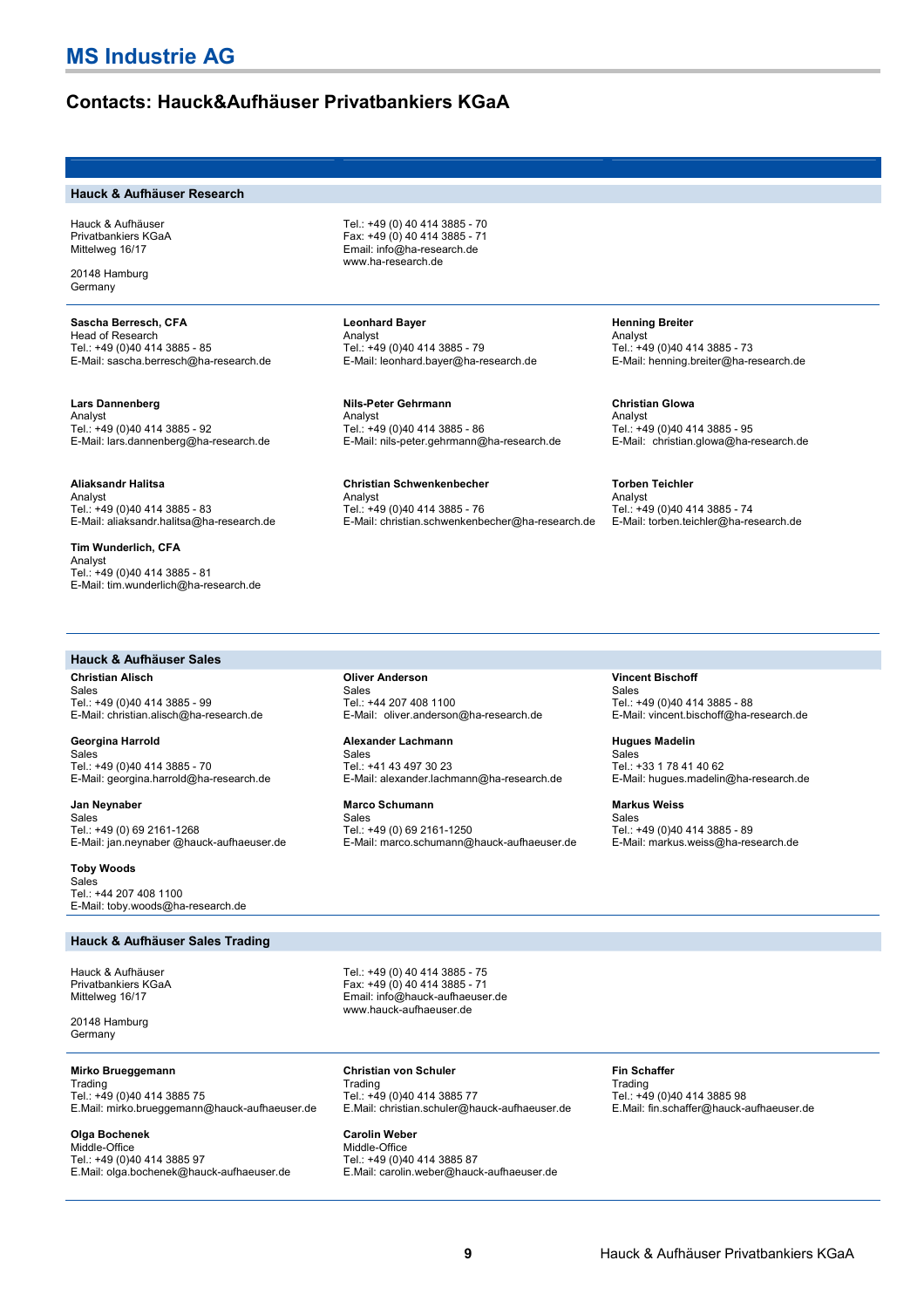# MS Industrie AG

## Contacts: Hauck&Aufhäuser Privatbankiers KGaA

### Hauck & Aufhäuser Research

Hauck & Aufhäuser
Privatbankiers KGaA
Mittelweg 16/17

20148 Hamburg
Germany

Tel.: +49 (0) 40 414 3885 - 70
Fax: +49 (0) 40 414 3885 - 71
Email: info@ha-research.de
www.ha-research.de

**Sascha Berresch, CFA**
Head of Research
Tel.: +49 (0)40 414 3885 - 85
E-Mail: sascha.berresch@ha-research.de

**Leonhard Bayer**
Analyst
Tel.: +49 (0)40 414 3885 - 79
E-Mail: leonhard.bayer@ha-research.de

**Henning Breiter**
Analyst
Tel.: +49 (0)40 414 3885 - 73
E-Mail: henning.breiter@ha-research.de

**Lars Dannenberg**
Analyst
Tel.: +49 (0)40 414 3885 - 92
E-Mail: lars.dannenberg@ha-research.de

**Nils-Peter Gehrmann**
Analyst
Tel.: +49 (0)40 414 3885 - 86
E-Mail: nils-peter.gehrmann@ha-research.de

**Christian Glowa**
Analyst
Tel.: +49 (0)40 414 3885 - 95
E-Mail: christian.glowa@ha-research.de

**Aliaksandr Halitsa**
Analyst
Tel.: +49 (0)40 414 3885 - 83
E-Mail: aliaksandr.halitsa@ha-research.de

**Christian Schwenkenbecher**
Analyst
Tel.: +49 (0)40 414 3885 - 76
E-Mail: christian.schwenkenbecher@ha-research.de

**Torben Teichler**
Analyst
Tel.: +49 (0)40 414 3885 - 74
E-Mail: torben.teichler@ha-research.de

**Tim Wunderlich, CFA**
Analyst
Tel.: +49 (0)40 414 3885 - 81
E-Mail: tim.wunderlich@ha-research.de

### Hauck & Aufhäuser Sales

**Christian Alisch**
Sales
Tel.: +49 (0)40 414 3885 - 99
E-Mail: christian.alisch@ha-research.de

**Oliver Anderson**
Sales
Tel.: +44 207 408 1100
E-Mail: oliver.anderson@ha-research.de

**Vincent Bischoff**
Sales
Tel.: +49 (0)40 414 3885 - 88
E-Mail: vincent.bischoff@ha-research.de

**Georgina Harrold**
Sales
Tel.: +49 (0)40 414 3885 - 70
E-Mail: georgina.harrold@ha-research.de

**Alexander Lachmann**
Sales
Tel.: +41 43 497 30 23
E-Mail: alexander.lachmann@ha-research.de

**Hugues Madelin**
Sales
Tel.: +33 1 78 41 40 62
E-Mail: hugues.madelin@ha-research.de

**Jan Neynaber**
Sales
Tel.: +49 (0) 69 2161-1268
E-Mail: jan.neynaber @hauck-aufhaeuser.de

**Marco Schumann**
Sales
Tel.: +49 (0) 69 2161-1250
E-Mail: marco.schumann@hauck-aufhaeuser.de

**Markus Weiss**
Sales
Tel.: +49 (0)40 414 3885 - 89
E-Mail: markus.weiss@ha-research.de

**Toby Woods**
Sales
Tel.: +44 207 408 1100
E-Mail: toby.woods@ha-research.de

### Hauck & Aufhäuser Sales Trading

Hauck & Aufhäuser
Privatbankiers KGaA
Mittelweg 16/17

20148 Hamburg
Germany

Tel.: +49 (0) 40 414 3885 - 75
Fax: +49 (0) 40 414 3885 - 71
Email: info@hauck-aufhaeuser.de
www.hauck-aufhaeuser.de

**Mirko Brueggemann**
Trading
Tel.: +49 (0)40 414 3885 75
E.Mail: mirko.brueggemann@hauck-aufhaeuser.de

**Christian von Schuler**
Trading
Tel.: +49 (0)40 414 3885 77
E.Mail: christian.schuler@hauck-aufhaeuser.de

**Fin Schaffer**
Trading
Tel.: +49 (0)40 414 3885 98
E.Mail: fin.schaffer@hauck-aufhaeuser.de

**Olga Bochenek**
Middle-Office
Tel.: +49 (0)40 414 3885 97
E.Mail: olga.bochenek@hauck-aufhaeuser.de

**Carolin Weber**
Middle-Office
Tel.: +49 (0)40 414 3885 87
E.Mail: carolin.weber@hauck-aufhaeuser.de